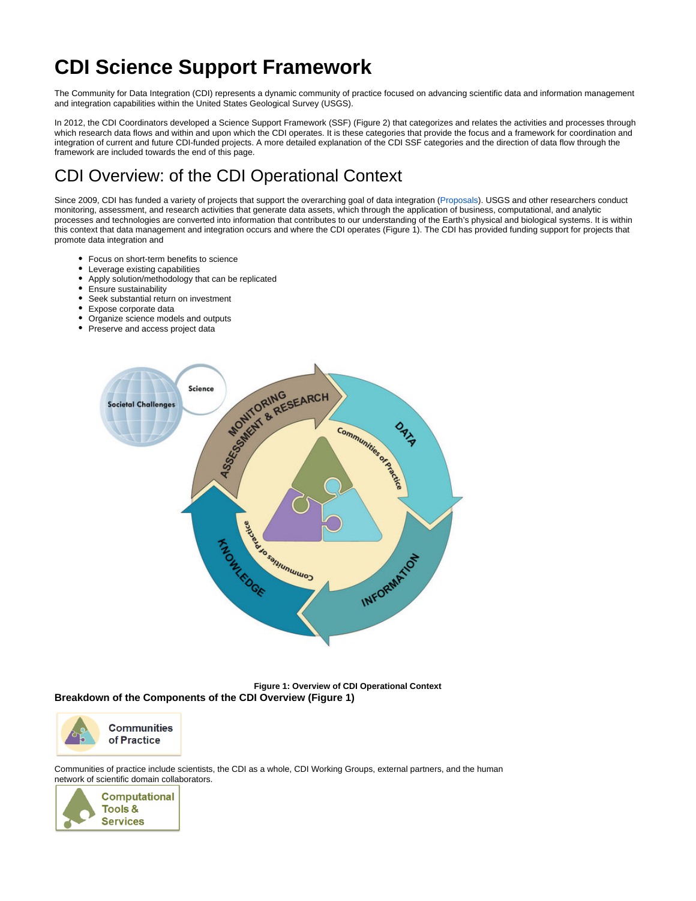# CDI Science Support Framework

The Community for Data Integration (CDI) represents a dynamic community of practice focused on advancing scientific data and information management and integration capabilities within the United States Geological Survey (USGS).

In 2012, the CDI Coordinators developed a Science Support Framework (SSF) (Figure 2) that categorizes and relates the activities and processes through which research data flows and within and upon which the CDI operates. It is these categories that provide the focus and a framework for coordination and integration of current and future CDI-funded projects. A more detailed explanation of the CDI SSF categories and the direction of data flow through the framework are included towards the end of this page.

## CDI Overview: of the CDI Operational Context

Since 2009, CDI has funded a variety of projects that support the overarching goal of data integration (Proposals). USGS and other researchers conduct monitoring, assessment, and research activities that generate data assets, which through the application of business, computational, and analytic processes and technologies are converted into information that contributes to our understanding of the Earth's physical and biological systems. It is within this context that data management and integration occurs and where the CDI operates (Figure 1). The CDI has provided funding support for projects that promote data integration and

- Focus on short-term benefits to science
- Leverage existing capabilities
- Apply solution/methodology that can be replicated
- Ensure sustainability
- Seek substantial return on investment
- Expose corporate data
- Organize science models and outputs
- Preserve and access project data

**Figure 1: Overview of CDI Operational Context**

### Breakdown of the Components of the CDI Overview (Figure 1)

Communities of Practice

Communities of practice include scientists, the CDI as a whole, CDI Working Groups, external partners, and the human network of scientific domain collaborators.

Computational Tools & Services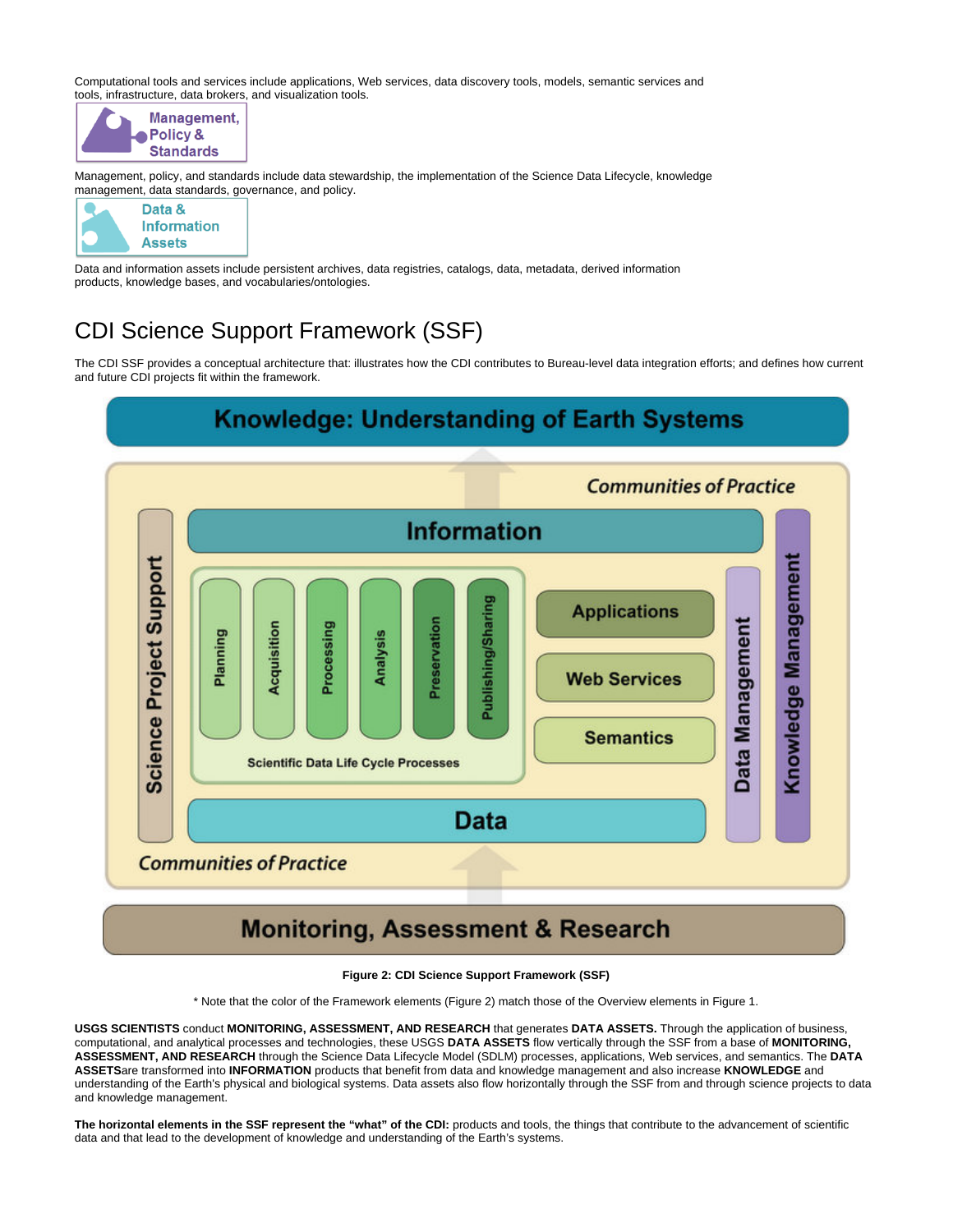Computational tools and services include applications, Web services, data discovery tools, models, semantic services and tools, infrastructure, data brokers, and visualization tools.

Management, Policy & Standards

Management, policy, and standards include data stewardship, the implementation of the Science Data Lifecycle, knowledge management, data standards, governance, and policy.

Data & Information Assets

Data and information assets include persistent archives, data registries, catalogs, data, metadata, derived information products, knowledge bases, and vocabularies/ontologies.

# CDI Science Support Framework (SSF)

The CDI SSF provides a conceptual architecture that: illustrates how the CDI contributes to Bureau-level data integration efforts; and defines how current and future CDI projects fit within the framework.

Knowledge: Understanding of Earth Systems

Communities of Practice

Information

Science Project Support

Planning | Acquisition | Processing | Analysis | Preservation | Publishing/Sharing

Scientific Data Life Cycle Processes

Applications

Web Services

Semantics

Data Management

Knowledge Management

Data

Communities of Practice

Monitoring, Assessment & Research

**Figure 2: CDI Science Support Framework (SSF)**

* Note that the color of the Framework elements (Figure 2) match those of the Overview elements in Figure 1.

**USGS SCIENTISTS** conduct **MONITORING, ASSESSMENT, AND RESEARCH** that generates **DATA ASSETS.** Through the application of business, computational, and analytical processes and technologies, these USGS **DATA ASSETS** flow vertically through the SSF from a base of **MONITORING, ASSESSMENT, AND RESEARCH** through the Science Data Lifecycle Model (SDLM) processes, applications, Web services, and semantics. The **DATA ASSETS**are transformed into **INFORMATION** products that benefit from data and knowledge management and also increase **KNOWLEDGE** and understanding of the Earth's physical and biological systems. Data assets also flow horizontally through the SSF from and through science projects to data and knowledge management.

**The horizontal elements in the SSF represent the "what" of the CDI:** products and tools, the things that contribute to the advancement of scientific data and that lead to the development of knowledge and understanding of the Earth's systems.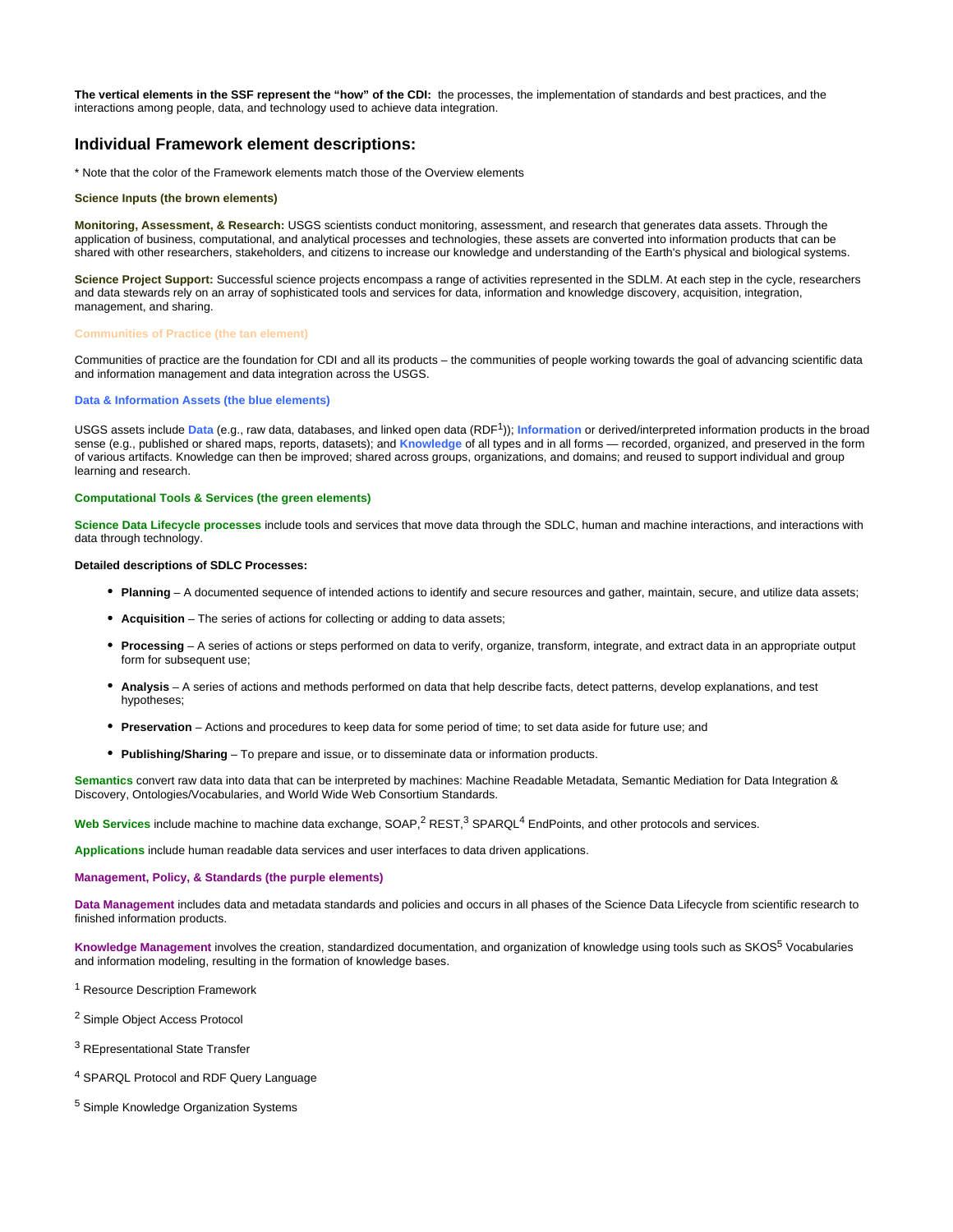**The vertical elements in the SSF represent the "how" of the CDI:** the processes, the implementation of standards and best practices, and the interactions among people, data, and technology used to achieve data integration.

## Individual Framework element descriptions:

* Note that the color of the Framework elements match those of the Overview elements

**Science Inputs (the brown elements)**

**Monitoring, Assessment, & Research:** USGS scientists conduct monitoring, assessment, and research that generates data assets. Through the application of business, computational, and analytical processes and technologies, these assets are converted into information products that can be shared with other researchers, stakeholders, and citizens to increase our knowledge and understanding of the Earth's physical and biological systems.

**Science Project Support:** Successful science projects encompass a range of activities represented in the SDLM. At each step in the cycle, researchers and data stewards rely on an array of sophisticated tools and services for data, information and knowledge discovery, acquisition, integration, management, and sharing.

**Communities of Practice (the tan element)**

Communities of practice are the foundation for CDI and all its products – the communities of people working towards the goal of advancing scientific data and information management and data integration across the USGS.

**Data & Information Assets (the blue elements)**

USGS assets include **Data** (e.g., raw data, databases, and linked open data (RDF[1])); **Information** or derived/interpreted information products in the broad sense (e.g., published or shared maps, reports, datasets); and **Knowledge** of all types and in all forms — recorded, organized, and preserved in the form of various artifacts. Knowledge can then be improved; shared across groups, organizations, and domains; and reused to support individual and group learning and research.

**Computational Tools & Services (the green elements)**

**Science Data Lifecycle processes** include tools and services that move data through the SDLC, human and machine interactions, and interactions with data through technology.

**Detailed descriptions of SDLC Processes:**

- **Planning** – A documented sequence of intended actions to identify and secure resources and gather, maintain, secure, and utilize data assets;
- **Acquisition** – The series of actions for collecting or adding to data assets;
- **Processing** – A series of actions or steps performed on data to verify, organize, transform, integrate, and extract data in an appropriate output form for subsequent use;
- **Analysis** – A series of actions and methods performed on data that help describe facts, detect patterns, develop explanations, and test hypotheses;
- **Preservation** – Actions and procedures to keep data for some period of time; to set data aside for future use; and
- **Publishing/Sharing** – To prepare and issue, or to disseminate data or information products.

**Semantics** convert raw data into data that can be interpreted by machines: Machine Readable Metadata, Semantic Mediation for Data Integration & Discovery, Ontologies/Vocabularies, and World Wide Web Consortium Standards.

**Web Services** include machine to machine data exchange, SOAP,[2] REST,[3] SPARQL[4] EndPoints, and other protocols and services.

**Applications** include human readable data services and user interfaces to data driven applications.

**Management, Policy, & Standards (the purple elements)**

**Data Management** includes data and metadata standards and policies and occurs in all phases of the Science Data Lifecycle from scientific research to finished information products.

**Knowledge Management** involves the creation, standardized documentation, and organization of knowledge using tools such as SKOS[5] Vocabularies and information modeling, resulting in the formation of knowledge bases.

[1] Resource Description Framework

[2] Simple Object Access Protocol

[3] REpresentational State Transfer

[4] SPARQL Protocol and RDF Query Language

[5] Simple Knowledge Organization Systems